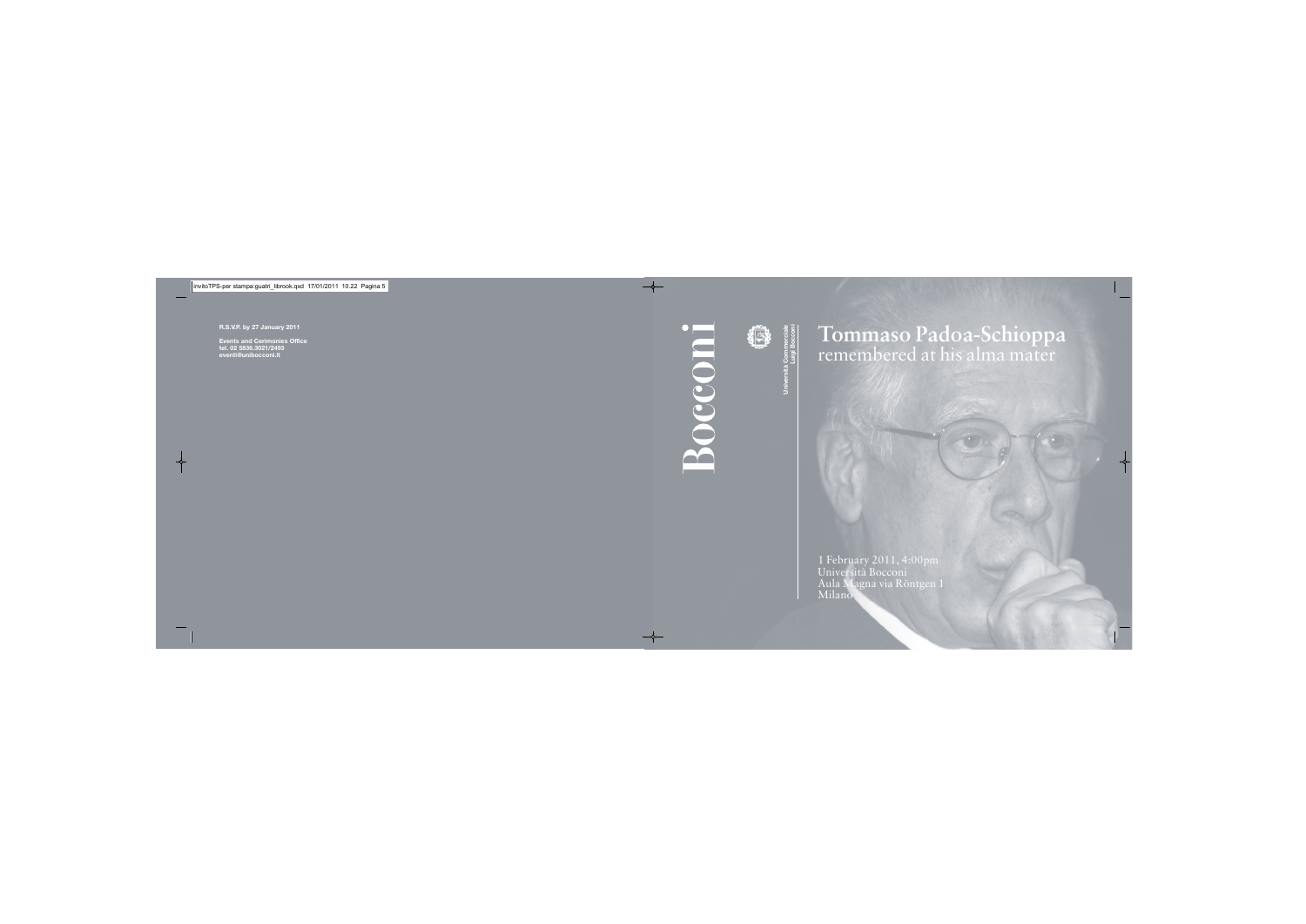R.S.V.P. by 27 January 2011

Events and Cerimonies Office
tel. 02 5836.3021/2493
eventi@unibocconi.it

Bocconi

Università Commerciale
Luigi Bocconi

# Tommaso Padoa-Schioppa
## remembered at his alma mater

1 February 2011, 4:00pm
Università Bocconi
Aula Magna via Röntgen 1
Milano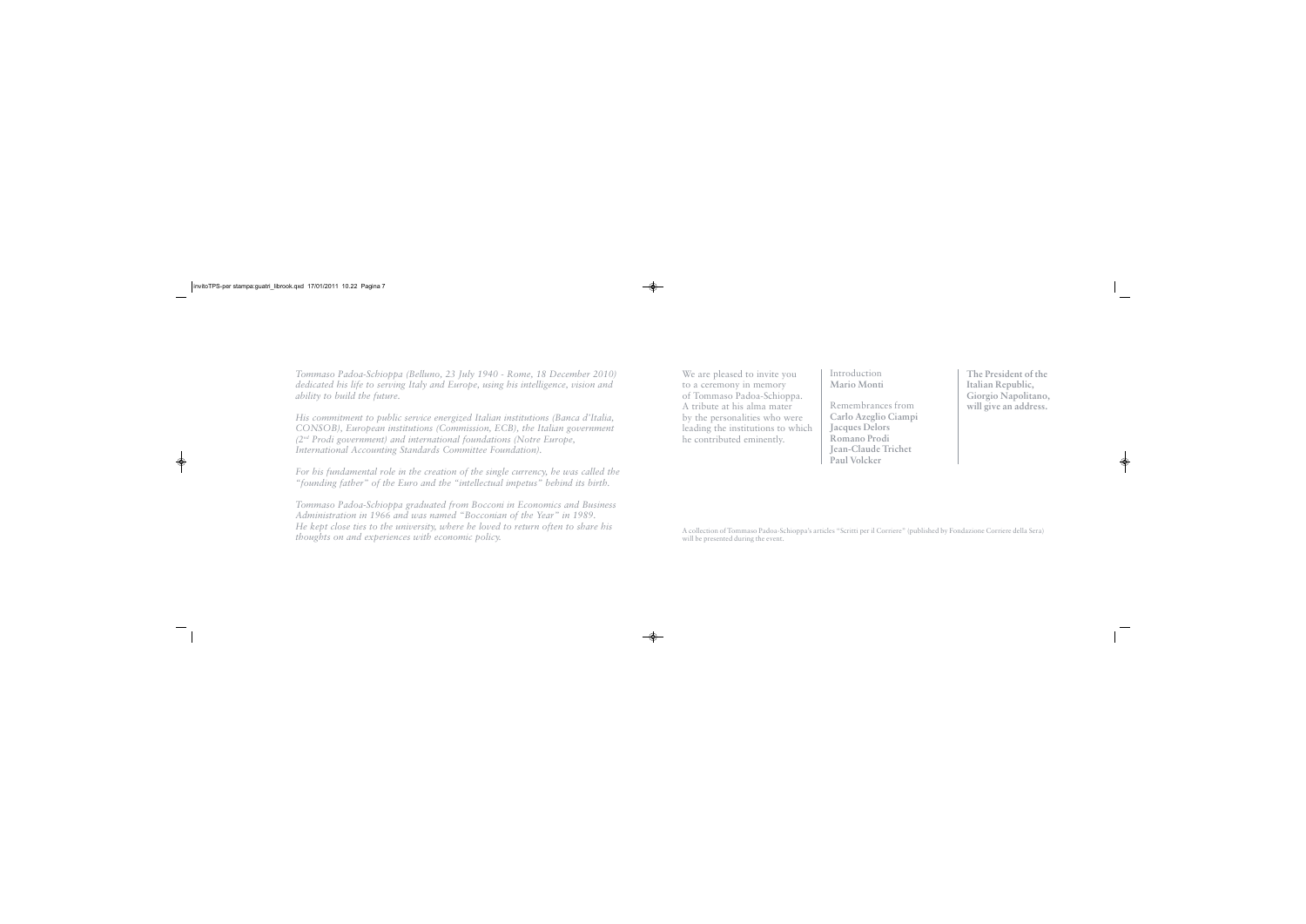*Tommaso Padoa-Schioppa (Belluno, 23 July 1940 - Rome, 18 December 2010) dedicated his life to serving Italy and Europe, using his intelligence, vision and ability to build the future.*

*His commitment to public service energized Italian institutions (Banca d'Italia, CONSOB), European institutions (Commission, ECB), the Italian government (2nd Prodi government) and international foundations (Notre Europe, International Accounting Standards Committee Foundation).*

*For his fundamental role in the creation of the single currency, he was called the "founding father" of the Euro and the "intellectual impetus" behind its birth.*

*Tommaso Padoa-Schioppa graduated from Bocconi in Economics and Business Administration in 1966 and was named "Bocconian of the Year" in 1989. He kept close ties to the university, where he loved to return often to share his thoughts on and experiences with economic policy.*

We are pleased to invite you to a ceremony in memory of Tommaso Padoa-Schioppa. A tribute at his alma mater by the personalities who were leading the institutions to which he contributed eminently.

Introduction
**Mario Monti**

Remembrances from
**Carlo Azeglio Ciampi**
**Jacques Delors**
**Romano Prodi**
**Jean-Claude Trichet**
**Paul Volcker**

**The President of the Italian Republic, Giorgio Napolitano, will give an address.**

A collection of Tommaso Padoa-Schioppa's articles "Scritti per il Corriere" (published by Fondazione Corriere della Sera) will be presented during the event.